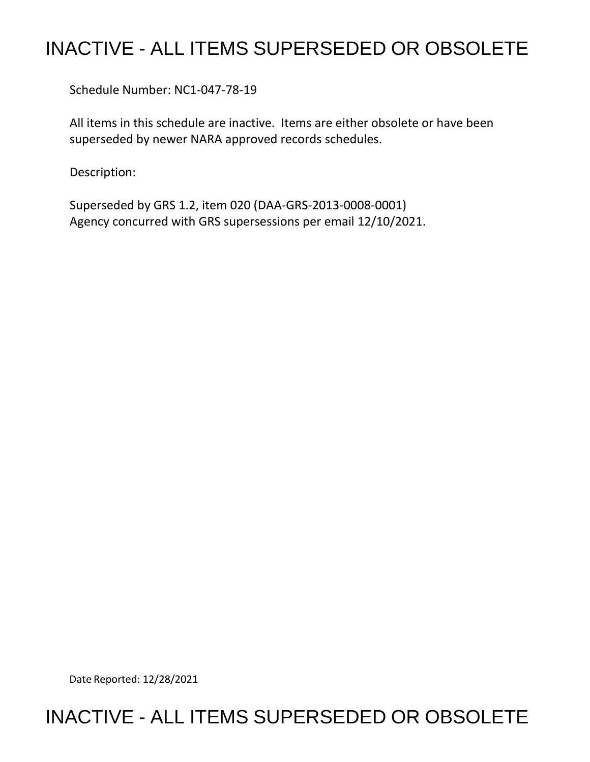# INACTIVE - ALL ITEMS SUPERSEDED OR OBSOLETE

Schedule Number: NC1-047-78-19

All items in this schedule are inactive. Items are either obsolete or have been superseded by newer NARA approved records schedules.

Description:

Superseded by GRS 1.2, item 020 (DAA-GRS-2013-0008-0001)
Agency concurred with GRS supersessions per email 12/10/2021.

Date Reported: 12/28/2021

# INACTIVE - ALL ITEMS SUPERSEDED OR OBSOLETE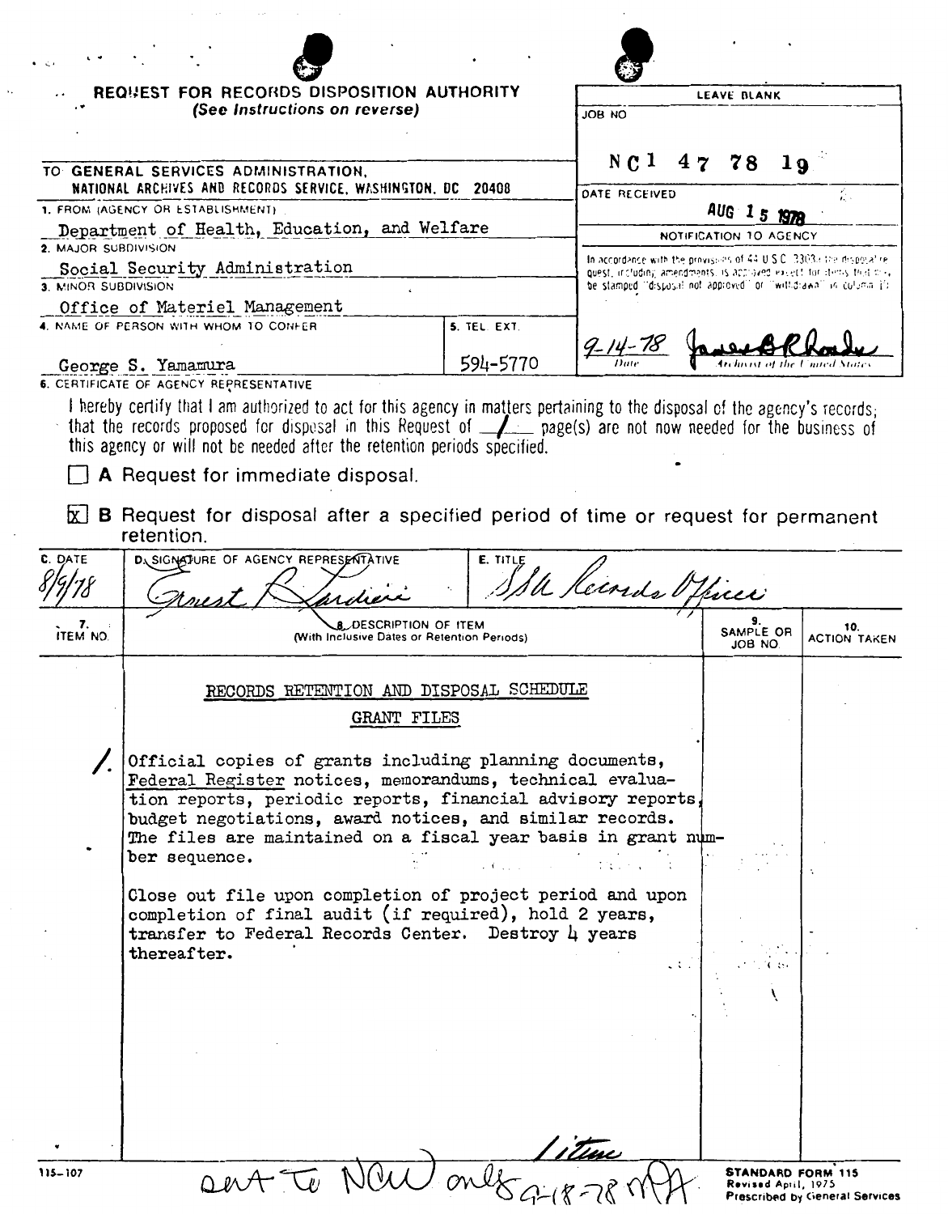# REQUEST FOR RECORDS DISPOSITION AUTHORITY
*(See Instructions on reverse)*

TO: GENERAL SERVICES ADMINISTRATION, NATIONAL ARCHIVES AND RECORDS SERVICE, WASHINGTON, DC 20408

| | |
|---|---|
| LEAVE BLANK | |
| JOB NO | NC1 47 78 19 |
| DATE RECEIVED | AUG 15 1978 |

**NOTIFICATION TO AGENCY**

In accordance with the provisions of 44 U.S.C. 3303a the disposal request, including amendments, is approved except for items that may be stamped "disposal not approved" or "withdrawn" in column 10.

9-14-78 — Date — Archivist of the United States

1. FROM (AGENCY OR ESTABLISHMENT): Department of Health, Education, and Welfare
2. MAJOR SUBDIVISION: Social Security Administration
3. MINOR SUBDIVISION: Office of Materiel Management
4. NAME OF PERSON WITH WHOM TO CONFER: George S. Yamamura
5. TEL. EXT.: 594-5770

6. CERTIFICATE OF AGENCY REPRESENTATIVE

I hereby certify that I am authorized to act for this agency in matters pertaining to the disposal of the agency's records; that the records proposed for disposal in this Request of 1 page(s) are not now needed for the business of this agency or will not be needed after the retention periods specified.

- [ ] **A** Request for immediate disposal.
- [x] **B** Request for disposal after a specified period of time or request for permanent retention.

| C. DATE | D. SIGNATURE OF AGENCY REPRESENTATIVE | E. TITLE |
|---|---|---|
| 8/9/78 | Ernest R. Lardieri | SSA Records Officer |

| 7. ITEM NO. | 8. DESCRIPTION OF ITEM (With Inclusive Dates or Retention Periods) | 9. SAMPLE OR JOB NO. | 10. ACTION TAKEN |
|---|---|---|---|
| | RECORDS RETENTION AND DISPOSAL SCHEDULE<br>GRANT FILES | | |
| 1. | Official copies of grants including planning documents, Federal Register notices, memorandums, technical evaluation reports, periodic reports, financial advisory reports, budget negotiations, award notices, and similar records. The files are maintained on a fiscal year basis in grant number sequence.<br><br>Close out file upon completion of project period and upon completion of final audit (if required), hold 2 years, transfer to Federal Records Center. Destroy 4 years thereafter. | | |

1 item

sent to NCW only 9-18-78 MA

115-107

**STANDARD FORM 115**
Revised April, 1975
Prescribed by General Services